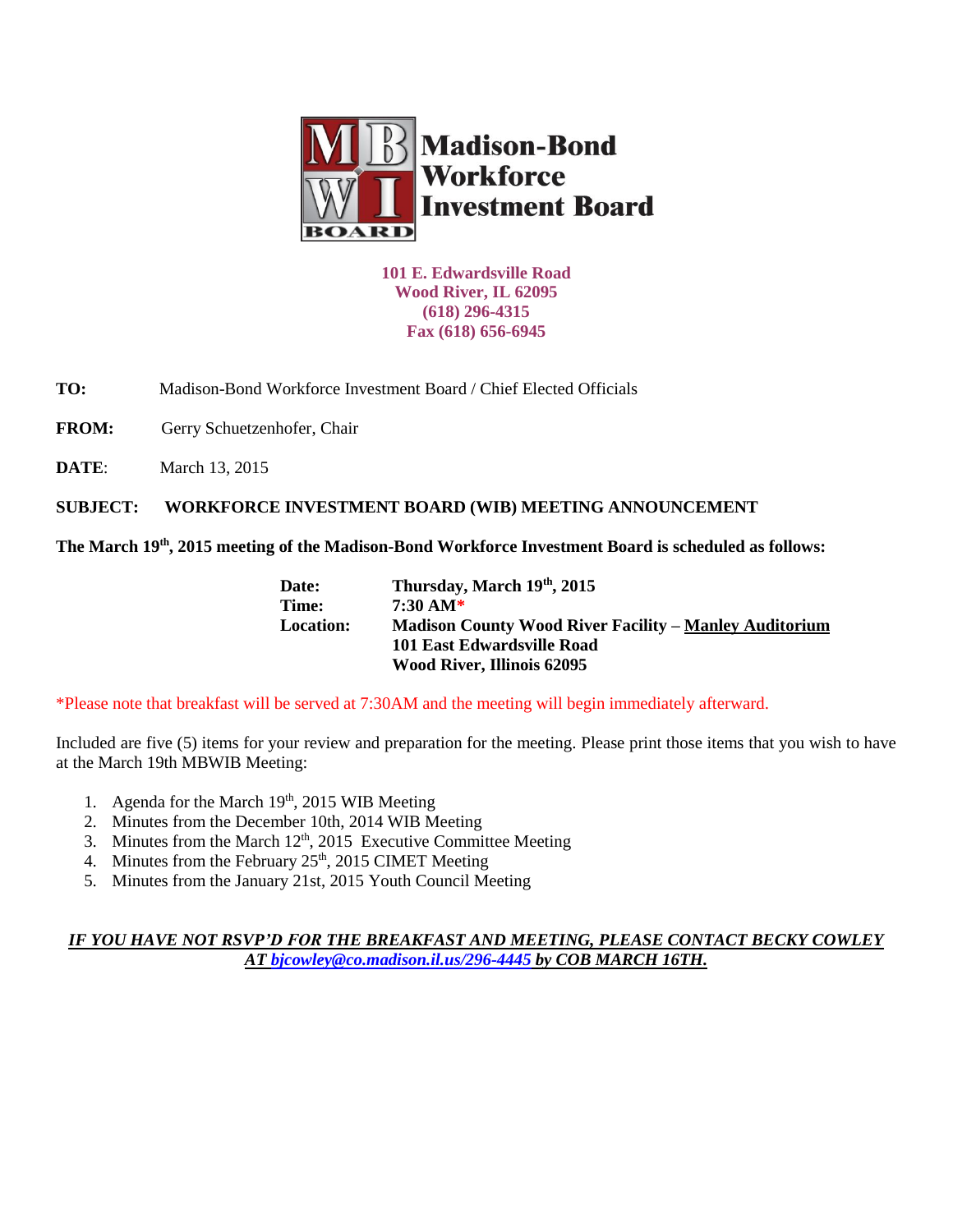# Madison-Bond Workforce Investment Board

**101 E. Edwardsville Road**
**Wood River, IL 62095**
**(618) 296-4315**
**Fax (618) 656-6945**

**TO:** Madison-Bond Workforce Investment Board / Chief Elected Officials

**FROM:** Gerry Schuetzenhofer, Chair

**DATE**: March 13, 2015

**SUBJECT: WORKFORCE INVESTMENT BOARD (WIB) MEETING ANNOUNCEMENT**

**The March 19th, 2015 meeting of the Madison-Bond Workforce Investment Board is scheduled as follows:**

| | |
|---|---|
| **Date:** | **Thursday, March 19th, 2015** |
| **Time:** | **7:30 AM*** |
| **Location:** | **Madison County Wood River Facility – Manley Auditorium**<br>**101 East Edwardsville Road**<br>**Wood River, Illinois 62095** |

*Please note that breakfast will be served at 7:30AM and the meeting will begin immediately afterward.

Included are five (5) items for your review and preparation for the meeting. Please print those items that you wish to have at the March 19th MBWIB Meeting:

1. Agenda for the March 19th, 2015 WIB Meeting
2. Minutes from the December 10th, 2014 WIB Meeting
3. Minutes from the March 12th, 2015 Executive Committee Meeting
4. Minutes from the February 25th, 2015 CIMET Meeting
5. Minutes from the January 21st, 2015 Youth Council Meeting

***IF YOU HAVE NOT RSVP'D FOR THE BREAKFAST AND MEETING, PLEASE CONTACT BECKY COWLEY AT bjcowley@co.madison.il.us/296-4445 by COB MARCH 16TH.***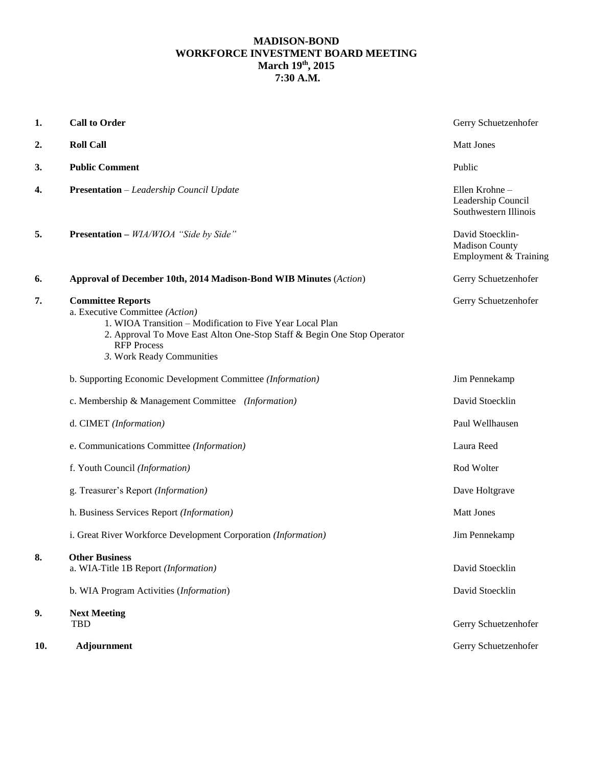# MADISON-BOND
# WORKFORCE INVESTMENT BOARD MEETING
## March 19th, 2015
## 7:30 A.M.

| | | |
|---|---|---|
| 1. | **Call to Order** | Gerry Schuetzenhofer |
| 2. | **Roll Call** | Matt Jones |
| 3. | **Public Comment** | Public |
| 4. | **Presentation** – *Leadership Council Update* | Ellen Krohne – Leadership Council Southwestern Illinois |
| 5. | **Presentation –** *WIA/WIOA "Side by Side"* | David Stoecklin- Madison County Employment & Training |
| 6. | **Approval of December 10th, 2014 Madison-Bond WIB Minutes** (*Action*) | Gerry Schuetzenhofer |
| 7. | **Committee Reports** | Gerry Schuetzenhofer |
| | a. Executive Committee *(Action)*<br>1. WIOA Transition – Modification to Five Year Local Plan<br>2. Approval To Move East Alton One-Stop Staff & Begin One Stop Operator RFP Process<br>*3.* Work Ready Communities | |
| | b. Supporting Economic Development Committee *(Information)* | Jim Pennekamp |
| | c. Membership & Management Committee *(Information)* | David Stoecklin |
| | d. CIMET *(Information)* | Paul Wellhausen |
| | e. Communications Committee *(Information)* | Laura Reed |
| | f. Youth Council *(Information)* | Rod Wolter |
| | g. Treasurer's Report *(Information)* | Dave Holtgrave |
| | h. Business Services Report *(Information)* | Matt Jones |
| | i. Great River Workforce Development Corporation *(Information)* | Jim Pennekamp |
| 8. | **Other Business** | |
| | a. WIA-Title 1B Report *(Information)* | David Stoecklin |
| | b. WIA Program Activities (*Information*) | David Stoecklin |
| 9. | **Next Meeting**<br>TBD | Gerry Schuetzenhofer |
| 10. | **Adjournment** | Gerry Schuetzenhofer |